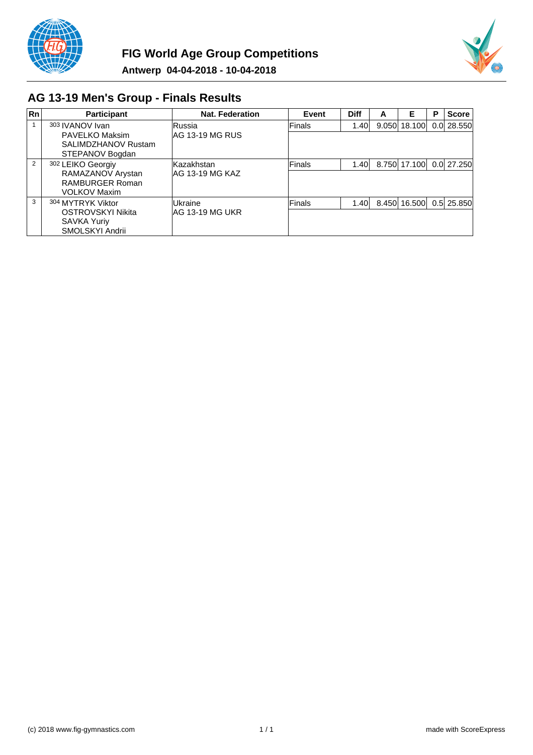# FIG World Age Group Competitions

**Antwerp 04-04-2018 - 10-04-2018**

## AG 13-19 Men's Group - Finals Results

| Rn | Participant | Nat. Federation | Event | Diff | A | E | P | Score |
|---|---|---|---|---|---|---|---|---|
| 1 | 303 IVANOV Ivan<br>PAVELKO Maksim<br>SALIMDZHANOV Rustam<br>STEPANOV Bogdan | Russia<br>AG 13-19 MG RUS | Finals | 1.40 | 9.050 | 18.100 | 0.0 | 28.550 |
| 2 | 302 LEIKO Georgiy<br>RAMAZANOV Arystan<br>RAMBURGER Roman<br>VOLKOV Maxim | Kazakhstan<br>AG 13-19 MG KAZ | Finals | 1.40 | 8.750 | 17.100 | 0.0 | 27.250 |
| 3 | 304 MYTRYK Viktor<br>OSTROVSKYI Nikita<br>SAVKA Yuriy<br>SMOLSKYI Andrii | Ukraine<br>AG 13-19 MG UKR | Finals | 1.40 | 8.450 | 16.500 | 0.5 | 25.850 |

(c) 2018 www.fig-gymnastics.com

made with ScoreExpress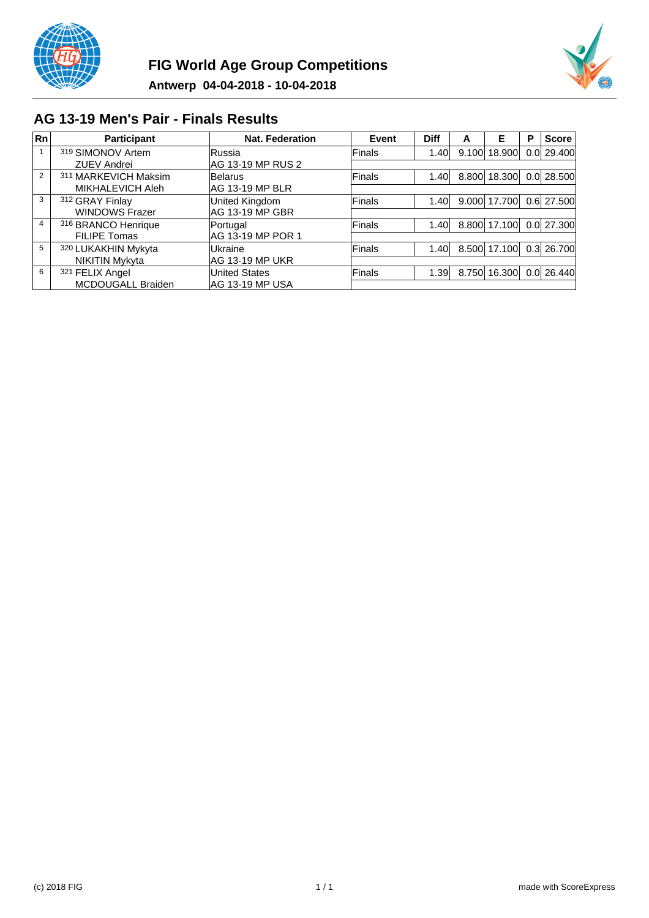# FIG World Age Group Competitions

**Antwerp 04-04-2018 - 10-04-2018**

## AG 13-19 Men's Pair - Finals Results

| Rn | Participant | Nat. Federation | Event | Diff | A | E | P | Score |
|---|---|---|---|---|---|---|---|---|
| 1 | 319 SIMONOV Artem<br>ZUEV Andrei | Russia<br>AG 13-19 MP RUS 2 | Finals | 1.40 | 9.100 | 18.900 | 0.0 | 29.400 |
| 2 | 311 MARKEVICH Maksim<br>MIKHALEVICH Aleh | Belarus<br>AG 13-19 MP BLR | Finals | 1.40 | 8.800 | 18.300 | 0.0 | 28.500 |
| 3 | 312 GRAY Finlay<br>WINDOWS Frazer | United Kingdom<br>AG 13-19 MP GBR | Finals | 1.40 | 9.000 | 17.700 | 0.6 | 27.500 |
| 4 | 316 BRANCO Henrique<br>FILIPE Tomas | Portugal<br>AG 13-19 MP POR 1 | Finals | 1.40 | 8.800 | 17.100 | 0.0 | 27.300 |
| 5 | 320 LUKAKHIN Mykyta<br>NIKITIN Mykyta | Ukraine<br>AG 13-19 MP UKR | Finals | 1.40 | 8.500 | 17.100 | 0.3 | 26.700 |
| 6 | 321 FELIX Angel<br>MCDOUGALL Braiden | United States<br>AG 13-19 MP USA | Finals | 1.39 | 8.750 | 16.300 | 0.0 | 26.440 |

(c) 2018 FIG

made with ScoreExpress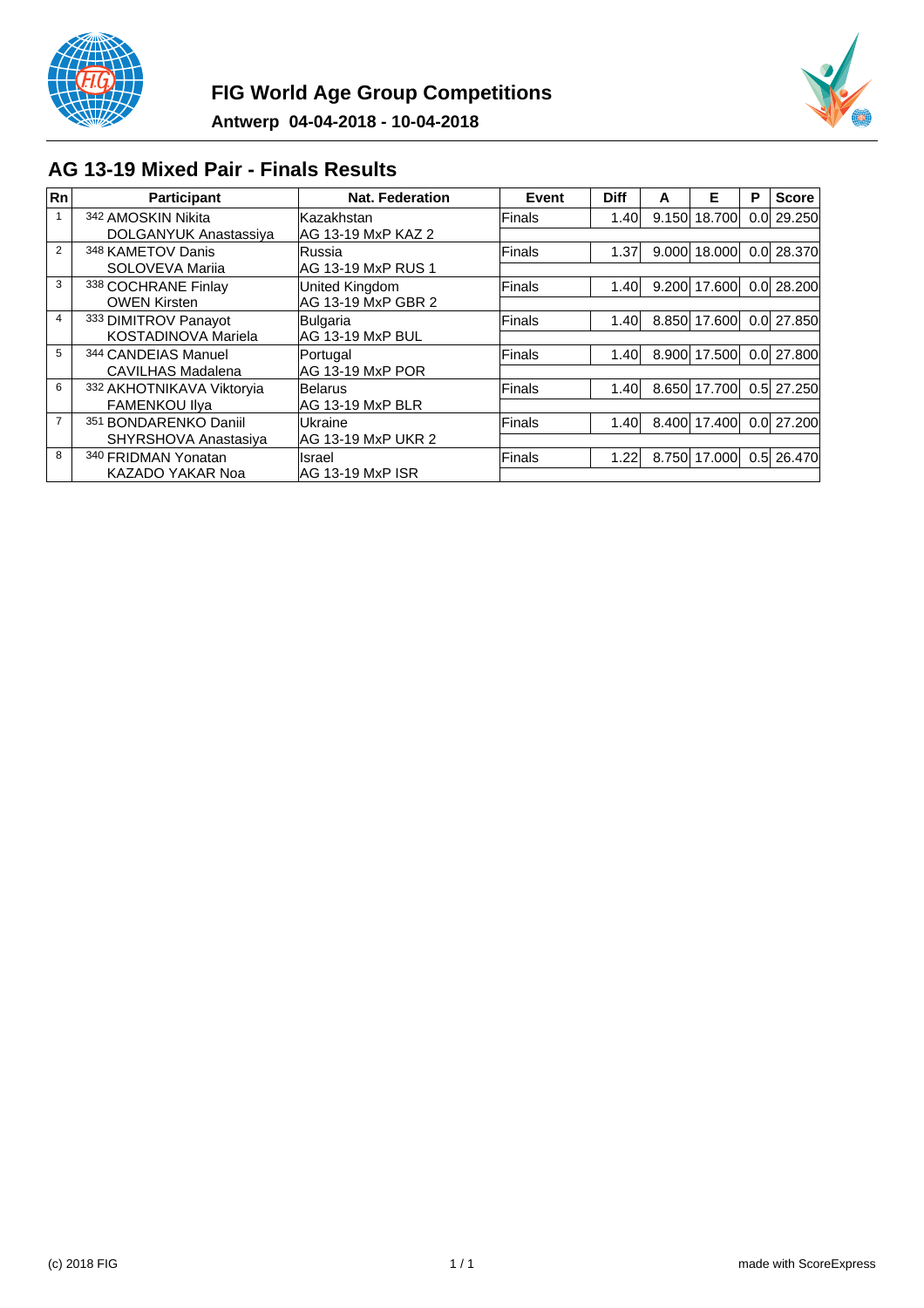# FIG World Age Group Competitions

**Antwerp 04-04-2018 - 10-04-2018**

## AG 13-19 Mixed Pair - Finals Results

| Rn | Participant | Nat. Federation | Event | Diff | A | E | P | Score |
|---|---|---|---|---|---|---|---|---|
| 1 | 342 AMOSKIN Nikita DOLGANYUK Anastassiya | Kazakhstan AG 13-19 MxP KAZ 2 | Finals | 1.40 | 9.150 | 18.700 | 0.0 | 29.250 |
| 2 | 348 KAMETOV Danis SOLOVEVA Mariia | Russia AG 13-19 MxP RUS 1 | Finals | 1.37 | 9.000 | 18.000 | 0.0 | 28.370 |
| 3 | 338 COCHRANE Finlay OWEN Kirsten | United Kingdom AG 13-19 MxP GBR 2 | Finals | 1.40 | 9.200 | 17.600 | 0.0 | 28.200 |
| 4 | 333 DIMITROV Panayot KOSTADINOVA Mariela | Bulgaria AG 13-19 MxP BUL | Finals | 1.40 | 8.850 | 17.600 | 0.0 | 27.850 |
| 5 | 344 CANDEIAS Manuel CAVILHAS Madalena | Portugal AG 13-19 MxP POR | Finals | 1.40 | 8.900 | 17.500 | 0.0 | 27.800 |
| 6 | 332 AKHOTNIKAVA Viktoryia FAMENKOU Ilya | Belarus AG 13-19 MxP BLR | Finals | 1.40 | 8.650 | 17.700 | 0.5 | 27.250 |
| 7 | 351 BONDARENKO Daniil SHYRSHOVA Anastasiya | Ukraine AG 13-19 MxP UKR 2 | Finals | 1.40 | 8.400 | 17.400 | 0.0 | 27.200 |
| 8 | 340 FRIDMAN Yonatan KAZADO YAKAR Noa | Israel AG 13-19 MxP ISR | Finals | 1.22 | 8.750 | 17.000 | 0.5 | 26.470 |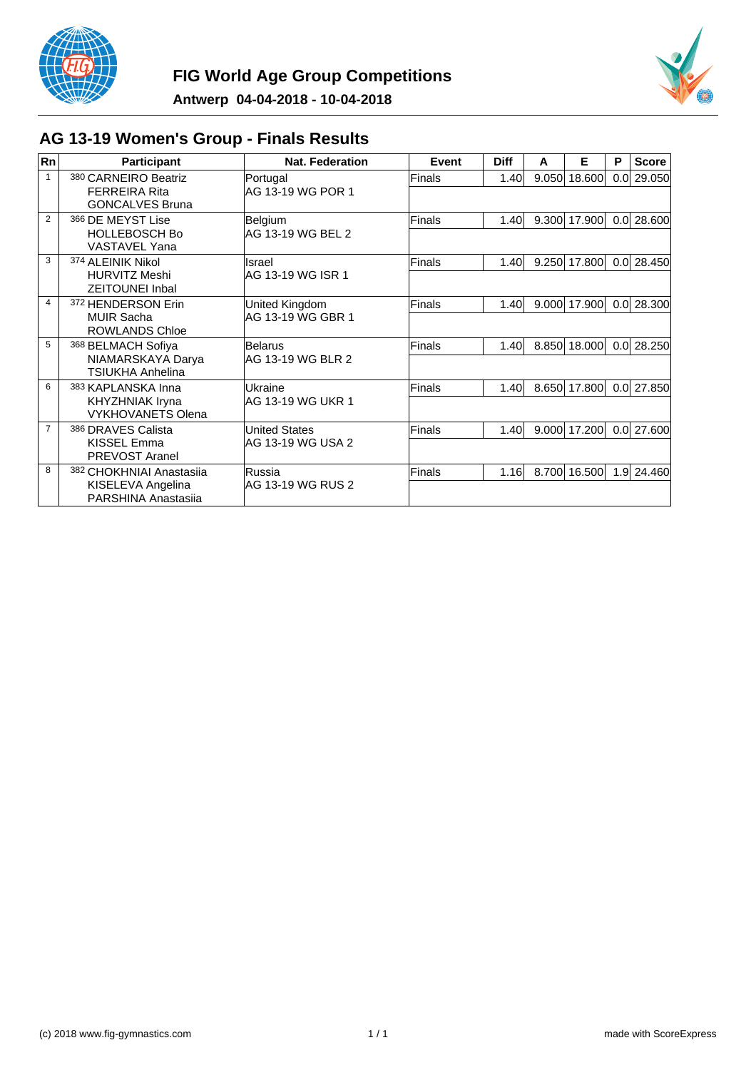# FIG World Age Group Competitions

**Antwerp 04-04-2018 - 10-04-2018**

## AG 13-19 Women's Group - Finals Results

| Rn | Participant | Nat. Federation | Event | Diff | A | E | P | Score |
|---|---|---|---|---|---|---|---|---|
| 1 | 380 CARNEIRO Beatriz<br>FERREIRA Rita<br>GONCALVES Bruna | Portugal<br>AG 13-19 WG POR 1 | Finals | 1.40 | 9.050 | 18.600 | 0.0 | 29.050 |
| 2 | 366 DE MEYST Lise<br>HOLLEBOSCH Bo<br>VASTAVEL Yana | Belgium<br>AG 13-19 WG BEL 2 | Finals | 1.40 | 9.300 | 17.900 | 0.0 | 28.600 |
| 3 | 374 ALEINIK Nikol<br>HURVITZ Meshi<br>ZEITOUNEI Inbal | Israel<br>AG 13-19 WG ISR 1 | Finals | 1.40 | 9.250 | 17.800 | 0.0 | 28.450 |
| 4 | 372 HENDERSON Erin<br>MUIR Sacha<br>ROWLANDS Chloe | United Kingdom<br>AG 13-19 WG GBR 1 | Finals | 1.40 | 9.000 | 17.900 | 0.0 | 28.300 |
| 5 | 368 BELMACH Sofiya<br>NIAMARSKAYA Darya<br>TSIUKHA Anhelina | Belarus<br>AG 13-19 WG BLR 2 | Finals | 1.40 | 8.850 | 18.000 | 0.0 | 28.250 |
| 6 | 383 KAPLANSKA Inna<br>KHYZHNIAK Iryna<br>VYKHOVANETS Olena | Ukraine<br>AG 13-19 WG UKR 1 | Finals | 1.40 | 8.650 | 17.800 | 0.0 | 27.850 |
| 7 | 386 DRAVES Calista<br>KISSEL Emma<br>PREVOST Aranel | United States<br>AG 13-19 WG USA 2 | Finals | 1.40 | 9.000 | 17.200 | 0.0 | 27.600 |
| 8 | 382 CHOKHNIAI Anastasiia<br>KISELEVA Angelina<br>PARSHINA Anastasiia | Russia<br>AG 13-19 WG RUS 2 | Finals | 1.16 | 8.700 | 16.500 | 1.9 | 24.460 |

(c) 2018 www.fig-gymnastics.com made with ScoreExpress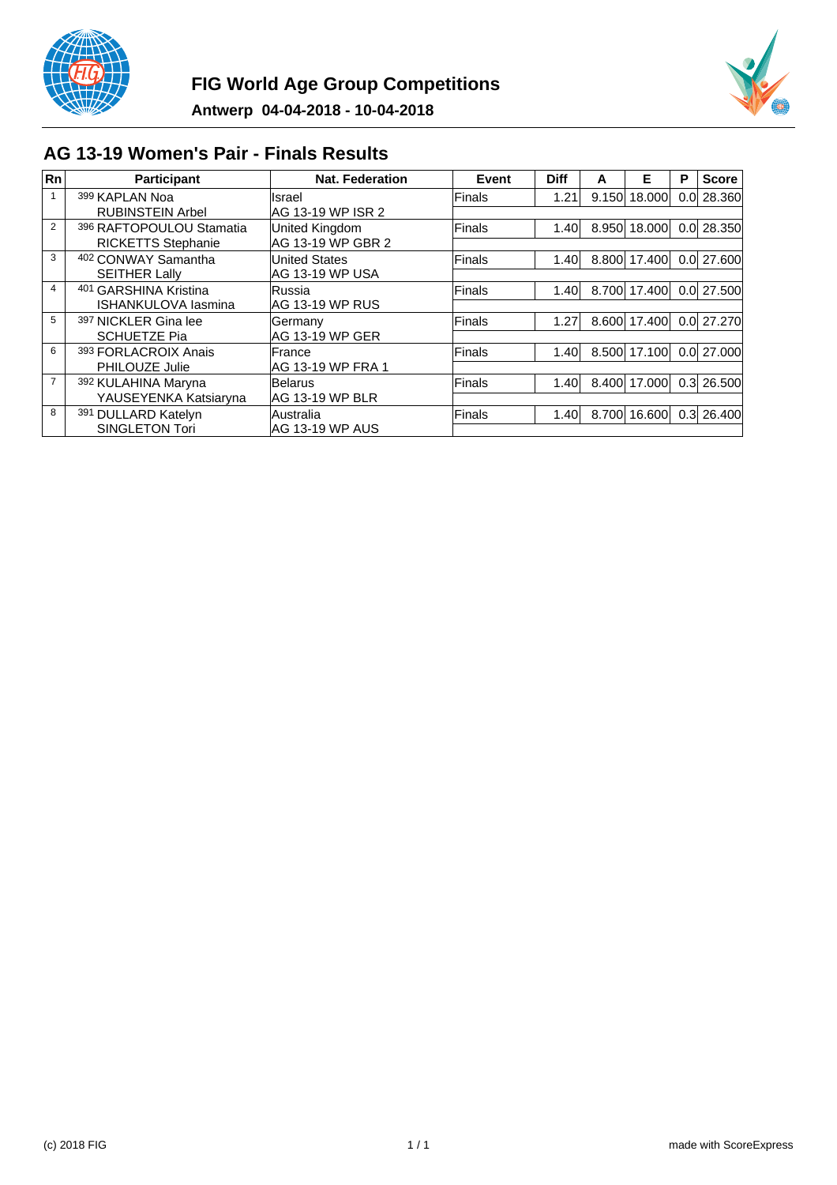# FIG World Age Group Competitions

**Antwerp 04-04-2018 - 10-04-2018**

## AG 13-19 Women's Pair - Finals Results

| Rn | Participant | Nat. Federation | Event | Diff | A | E | P | Score |
|---|---|---|---|---|---|---|---|---|
| 1 | 399 KAPLAN Noa<br>RUBINSTEIN Arbel | Israel<br>AG 13-19 WP ISR 2 | Finals | 1.21 | 9.150 | 18.000 | 0.0 | 28.360 |
| 2 | 396 RAFTOPOULOU Stamatia<br>RICKETTS Stephanie | United Kingdom<br>AG 13-19 WP GBR 2 | Finals | 1.40 | 8.950 | 18.000 | 0.0 | 28.350 |
| 3 | 402 CONWAY Samantha<br>SEITHER Lally | United States<br>AG 13-19 WP USA | Finals | 1.40 | 8.800 | 17.400 | 0.0 | 27.600 |
| 4 | 401 GARSHINA Kristina<br>ISHANKULOVA Iasmina | Russia<br>AG 13-19 WP RUS | Finals | 1.40 | 8.700 | 17.400 | 0.0 | 27.500 |
| 5 | 397 NICKLER Gina lee<br>SCHUETZE Pia | Germany<br>AG 13-19 WP GER | Finals | 1.27 | 8.600 | 17.400 | 0.0 | 27.270 |
| 6 | 393 FORLACROIX Anais<br>PHILOUZE Julie | France<br>AG 13-19 WP FRA 1 | Finals | 1.40 | 8.500 | 17.100 | 0.0 | 27.000 |
| 7 | 392 KULAHINA Maryna<br>YAUSEYENKA Katsiaryna | Belarus<br>AG 13-19 WP BLR | Finals | 1.40 | 8.400 | 17.000 | 0.3 | 26.500 |
| 8 | 391 DULLARD Katelyn<br>SINGLETON Tori | Australia<br>AG 13-19 WP AUS | Finals | 1.40 | 8.700 | 16.600 | 0.3 | 26.400 |

(c) 2018 FIG

made with ScoreExpress